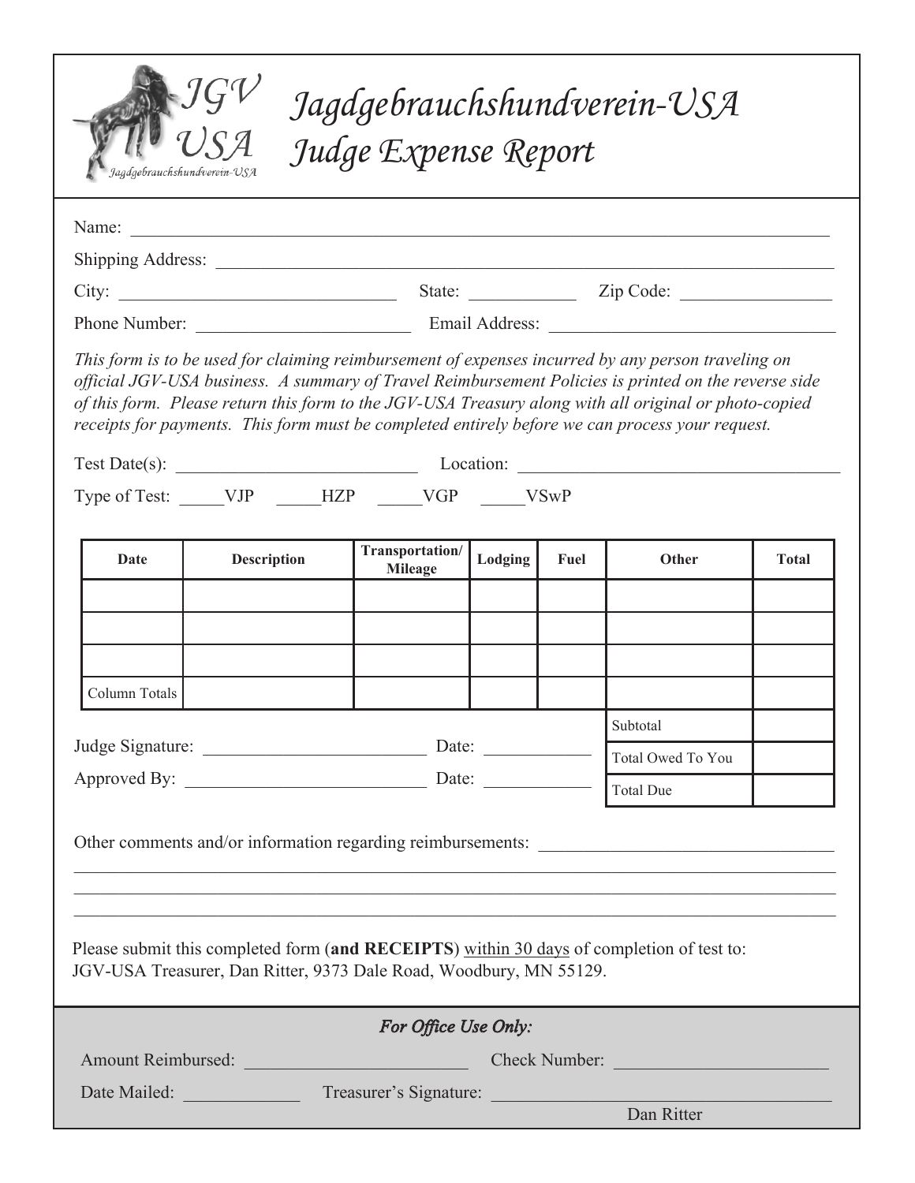# Jagdgebrauchshundverein-USA
# Judge Expense Report

JGV USA — Jagdgebrauchshundverein-USA

Name: ______________________________________________

Shipping Address: ______________________________________________

City: ____________________ State: __________ Zip Code: ______________

Phone Number: ____________________ Email Address: ______________________

*This form is to be used for claiming reimbursement of expenses incurred by any person traveling on official JGV-USA business. A summary of Travel Reimbursement Policies is printed on the reverse side of this form. Please return this form to the JGV-USA Treasury along with all original or photo-copied receipts for payments. This form must be completed entirely before we can process your request.*

Test Date(s): ____________________ Location: ______________________________

Type of Test: _____VJP _____HZP _____VGP _____VSwP

| Date | Description | Transportation/ Mileage | Lodging | Fuel | Other | Total |
|---|---|---|---|---|---|---|
| | | | | | | |
| | | | | | | |
| | | | | | | |
| Column Totals | | | | | | |
| | | | | | Subtotal | |
| | | | | | Total Owed To You | |
| | | | | | Total Due | |

Judge Signature: ____________________ Date: __________

Approved By: ____________________ Date: __________

Other comments and/or information regarding reimbursements: ______________________________

______________________________________________

______________________________________________

______________________________________________

Please submit this completed form (**and RECEIPTS**) within 30 days of completion of test to:
JGV-USA Treasurer, Dan Ritter, 9373 Dale Road, Woodbury, MN 55129.

*For Office Use Only:*

Amount Reimbursed: ____________________ Check Number: ____________________

Date Mailed: __________ Treasurer's Signature: ______________________________

Dan Ritter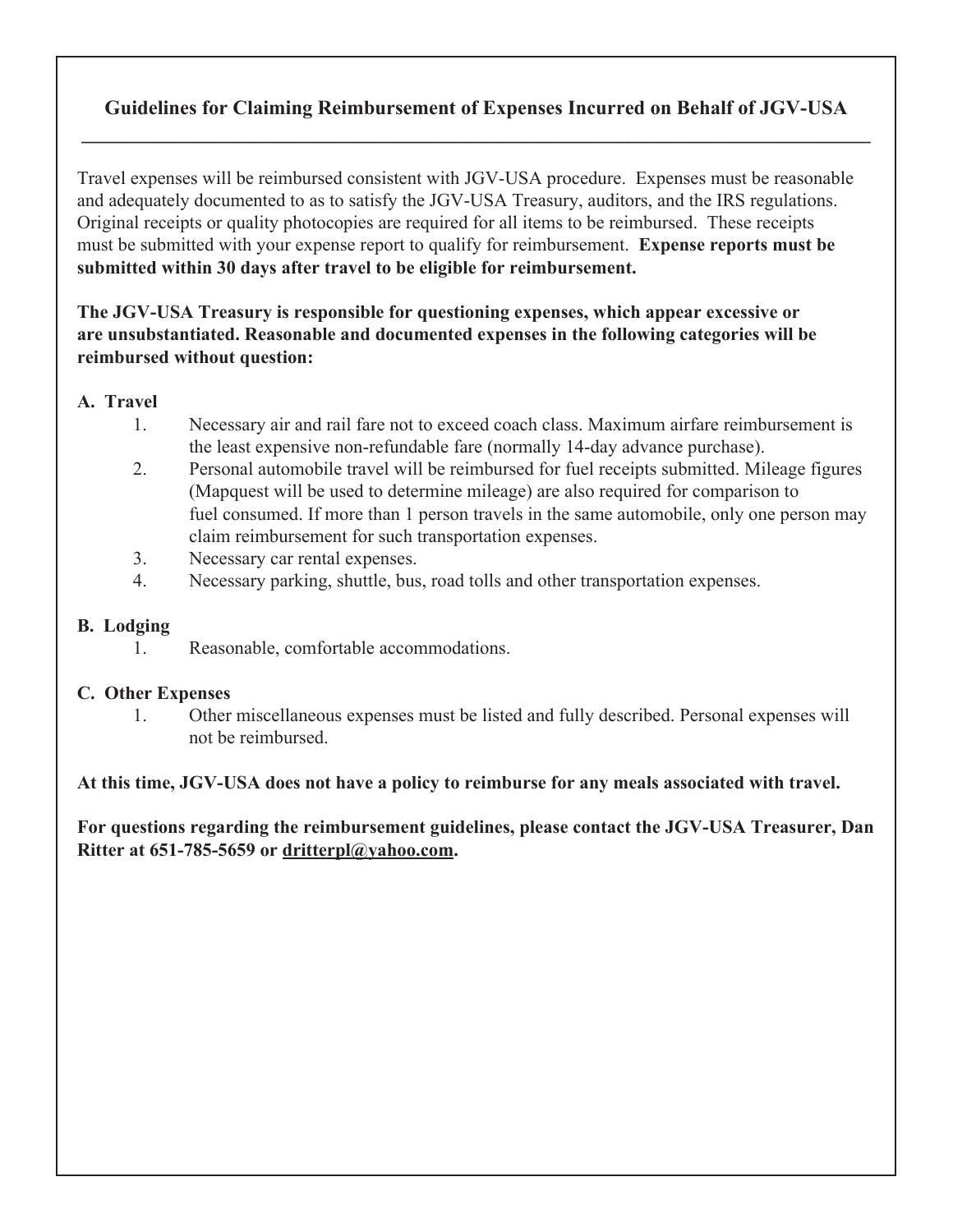## Guidelines for Claiming Reimbursement of Expenses Incurred on Behalf of JGV-USA

Travel expenses will be reimbursed consistent with JGV-USA procedure. Expenses must be reasonable and adequately documented to as to satisfy the JGV-USA Treasury, auditors, and the IRS regulations. Original receipts or quality photocopies are required for all items to be reimbursed. These receipts must be submitted with your expense report to qualify for reimbursement. **Expense reports must be submitted within 30 days after travel to be eligible for reimbursement.**

**The JGV-USA Treasury is responsible for questioning expenses, which appear excessive or are unsubstantiated. Reasonable and documented expenses in the following categories will be reimbursed without question:**

**A. Travel**

1. Necessary air and rail fare not to exceed coach class. Maximum airfare reimbursement is the least expensive non-refundable fare (normally 14-day advance purchase).
2. Personal automobile travel will be reimbursed for fuel receipts submitted. Mileage figures (Mapquest will be used to determine mileage) are also required for comparison to fuel consumed. If more than 1 person travels in the same automobile, only one person may claim reimbursement for such transportation expenses.
3. Necessary car rental expenses.
4. Necessary parking, shuttle, bus, road tolls and other transportation expenses.

**B. Lodging**

1. Reasonable, comfortable accommodations.

**C. Other Expenses**

1. Other miscellaneous expenses must be listed and fully described. Personal expenses will not be reimbursed.

**At this time, JGV-USA does not have a policy to reimburse for any meals associated with travel.**

**For questions regarding the reimbursement guidelines, please contact the JGV-USA Treasurer, Dan Ritter at 651-785-5659 or dritterpl@yahoo.com.**